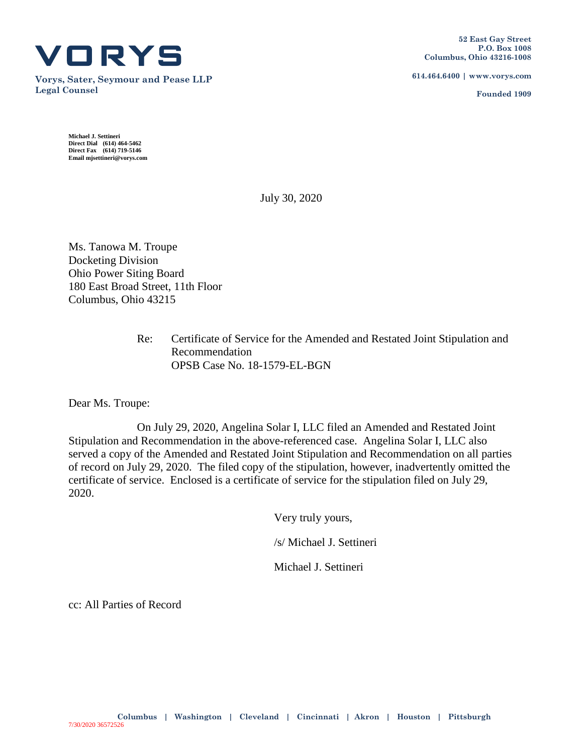# VORYS

**Vorys, Sater, Seymour and Pease LLP**
**Legal Counsel**

**52 East Gay Street**
**P.O. Box 1008**
**Columbus, Ohio 43216-1008**

**614.464.6400 | www.vorys.com**

**Founded 1909**

**Michael J. Settineri**
**Direct Dial (614) 464-5462**
**Direct Fax (614) 719-5146**
**Email mjsettineri@vorys.com**

July 30, 2020

Ms. Tanowa M. Troupe
Docketing Division
Ohio Power Siting Board
180 East Broad Street, 11th Floor
Columbus, Ohio 43215

Re: Certificate of Service for the Amended and Restated Joint Stipulation and Recommendation
OPSB Case No. 18-1579-EL-BGN

Dear Ms. Troupe:

On July 29, 2020, Angelina Solar I, LLC filed an Amended and Restated Joint Stipulation and Recommendation in the above-referenced case. Angelina Solar I, LLC also served a copy of the Amended and Restated Joint Stipulation and Recommendation on all parties of record on July 29, 2020. The filed copy of the stipulation, however, inadvertently omitted the certificate of service. Enclosed is a certificate of service for the stipulation filed on July 29, 2020.

Very truly yours,

/s/ Michael J. Settineri

Michael J. Settineri

cc: All Parties of Record

**Columbus | Washington | Cleveland | Cincinnati | Akron | Houston | Pittsburgh**

7/30/2020 36572526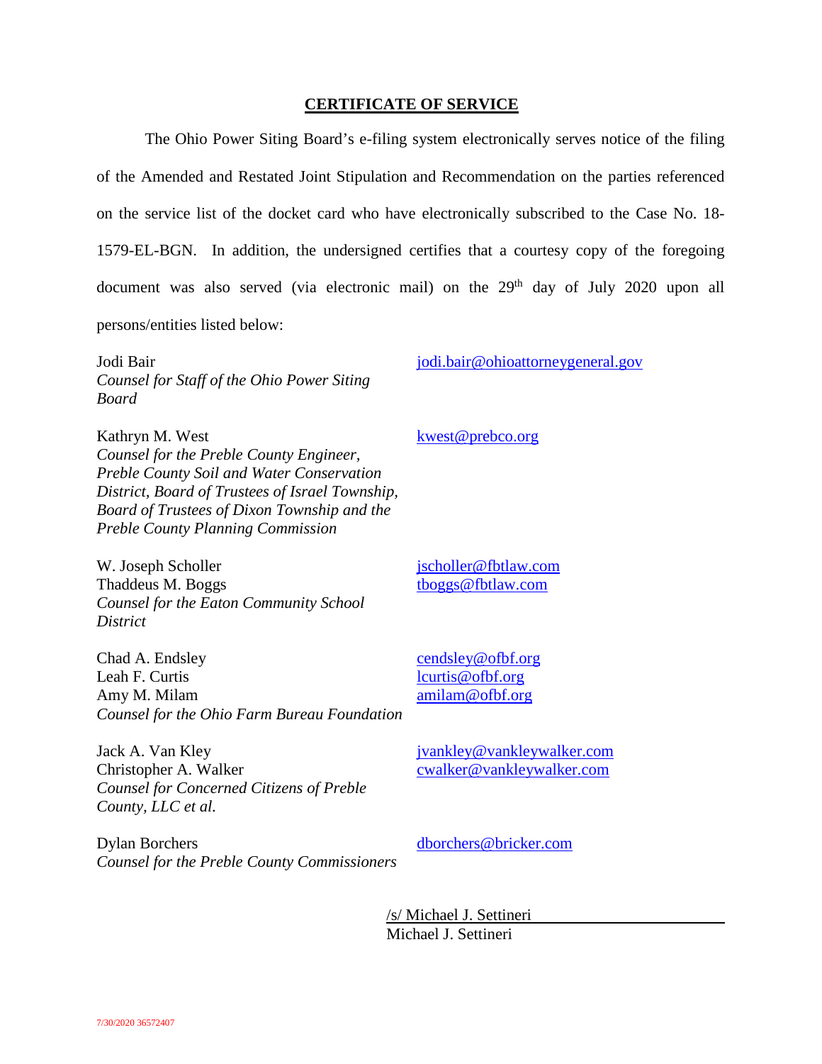## CERTIFICATE OF SERVICE

The Ohio Power Siting Board's e-filing system electronically serves notice of the filing of the Amended and Restated Joint Stipulation and Recommendation on the parties referenced on the service list of the docket card who have electronically subscribed to the Case No. 18-1579-EL-BGN. In addition, the undersigned certifies that a courtesy copy of the foregoing document was also served (via electronic mail) on the 29th day of July 2020 upon all persons/entities listed below:

Jodi Bair
*Counsel for Staff of the Ohio Power Siting Board*
jodi.bair@ohioattorneygeneral.gov

Kathryn M. West
*Counsel for the Preble County Engineer, Preble County Soil and Water Conservation District, Board of Trustees of Israel Township, Board of Trustees of Dixon Township and the Preble County Planning Commission*
kwest@prebco.org

W. Joseph Scholler
Thaddeus M. Boggs
*Counsel for the Eaton Community School District*
jscholler@fbtlaw.com
tboggs@fbtlaw.com

Chad A. Endsley
Leah F. Curtis
Amy M. Milam
*Counsel for the Ohio Farm Bureau Foundation*
cendsley@ofbf.org
lcurtis@ofbf.org
amilam@ofbf.org

Jack A. Van Kley
Christopher A. Walker
*Counsel for Concerned Citizens of Preble County, LLC et al.*
jvankley@vankleywalker.com
cwalker@vankleywalker.com

Dylan Borchers
*Counsel for the Preble County Commissioners*
dborchers@bricker.com

/s/ Michael J. Settineri
Michael J. Settineri

7/30/2020 36572407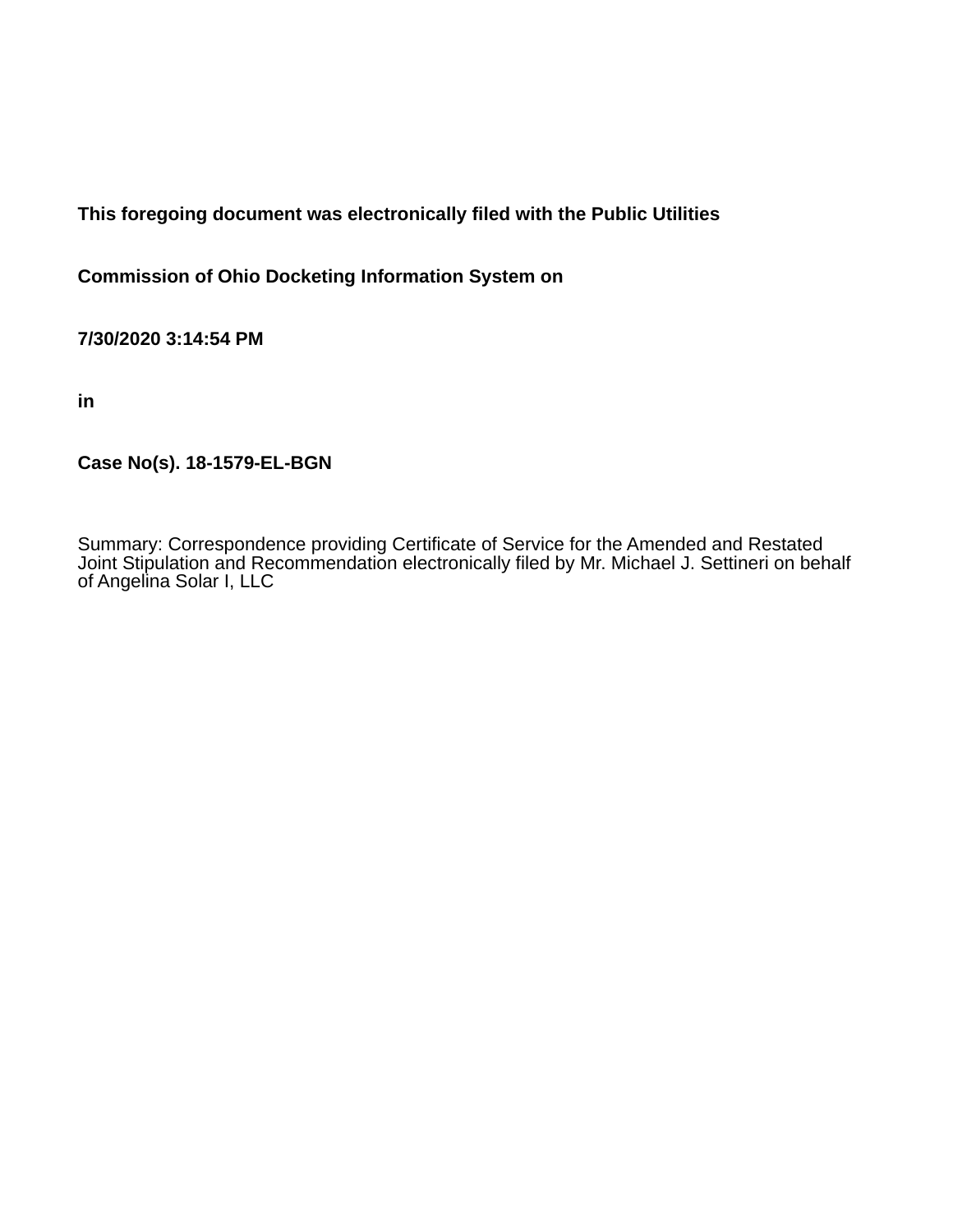**This foregoing document was electronically filed with the Public Utilities**

**Commission of Ohio Docketing Information System on**

**7/30/2020 3:14:54 PM**

**in**

**Case No(s). 18-1579-EL-BGN**

Summary: Correspondence providing Certificate of Service for the Amended and Restated Joint Stipulation and Recommendation electronically filed by Mr. Michael J. Settineri on behalf of Angelina Solar I, LLC